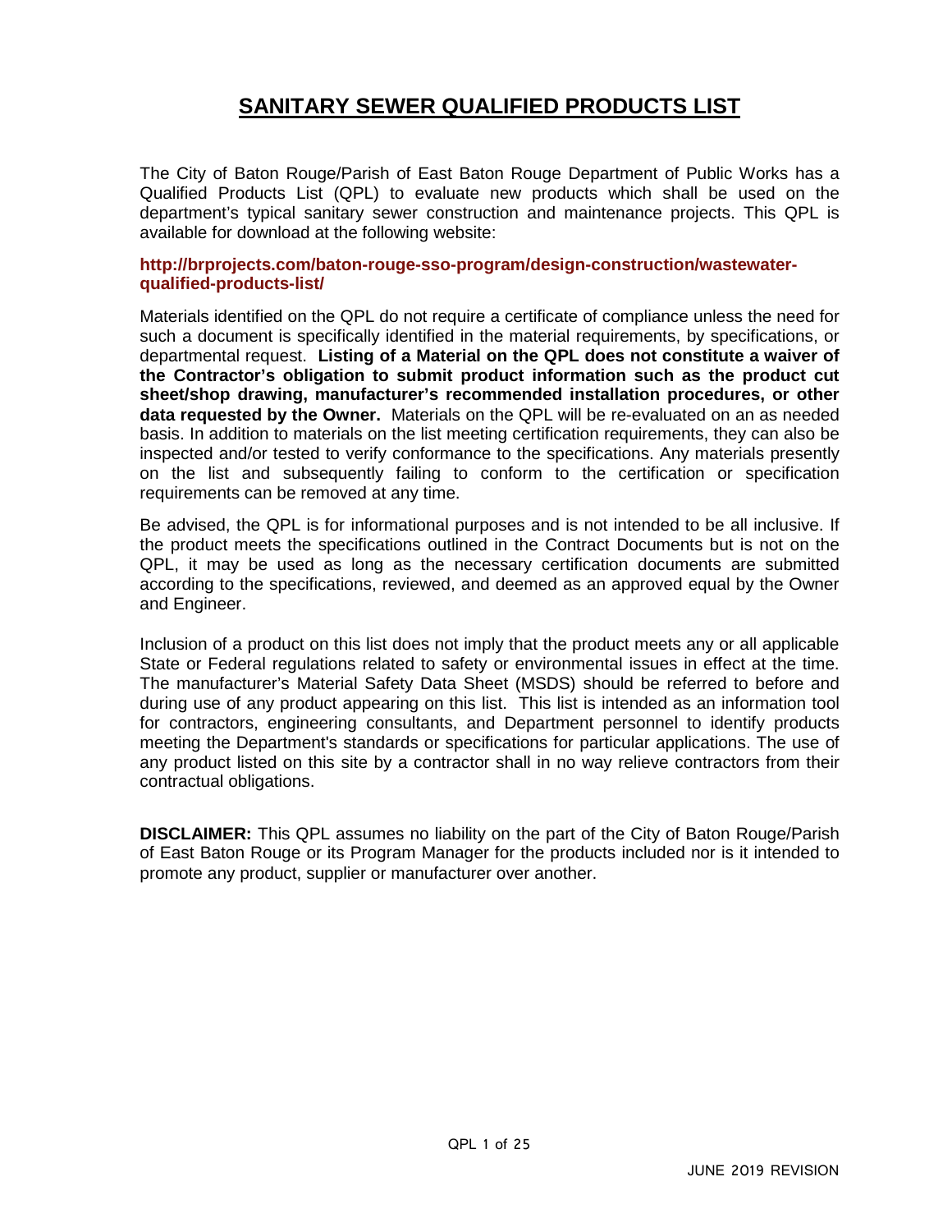# SANITARY SEWER QUALIFIED PRODUCTS LIST

The City of Baton Rouge/Parish of East Baton Rouge Department of Public Works has a Qualified Products List (QPL) to evaluate new products which shall be used on the department's typical sanitary sewer construction and maintenance projects. This QPL is available for download at the following website:

**http://brprojects.com/baton-rouge-sso-program/design-construction/wastewater-qualified-products-list/**

Materials identified on the QPL do not require a certificate of compliance unless the need for such a document is specifically identified in the material requirements, by specifications, or departmental request. **Listing of a Material on the QPL does not constitute a waiver of the Contractor's obligation to submit product information such as the product cut sheet/shop drawing, manufacturer's recommended installation procedures, or other data requested by the Owner.** Materials on the QPL will be re-evaluated on an as needed basis. In addition to materials on the list meeting certification requirements, they can also be inspected and/or tested to verify conformance to the specifications. Any materials presently on the list and subsequently failing to conform to the certification or specification requirements can be removed at any time.

Be advised, the QPL is for informational purposes and is not intended to be all inclusive. If the product meets the specifications outlined in the Contract Documents but is not on the QPL, it may be used as long as the necessary certification documents are submitted according to the specifications, reviewed, and deemed as an approved equal by the Owner and Engineer.

Inclusion of a product on this list does not imply that the product meets any or all applicable State or Federal regulations related to safety or environmental issues in effect at the time. The manufacturer's Material Safety Data Sheet (MSDS) should be referred to before and during use of any product appearing on this list. This list is intended as an information tool for contractors, engineering consultants, and Department personnel to identify products meeting the Department's standards or specifications for particular applications. The use of any product listed on this site by a contractor shall in no way relieve contractors from their contractual obligations.

**DISCLAIMER:** This QPL assumes no liability on the part of the City of Baton Rouge/Parish of East Baton Rouge or its Program Manager for the products included nor is it intended to promote any product, supplier or manufacturer over another.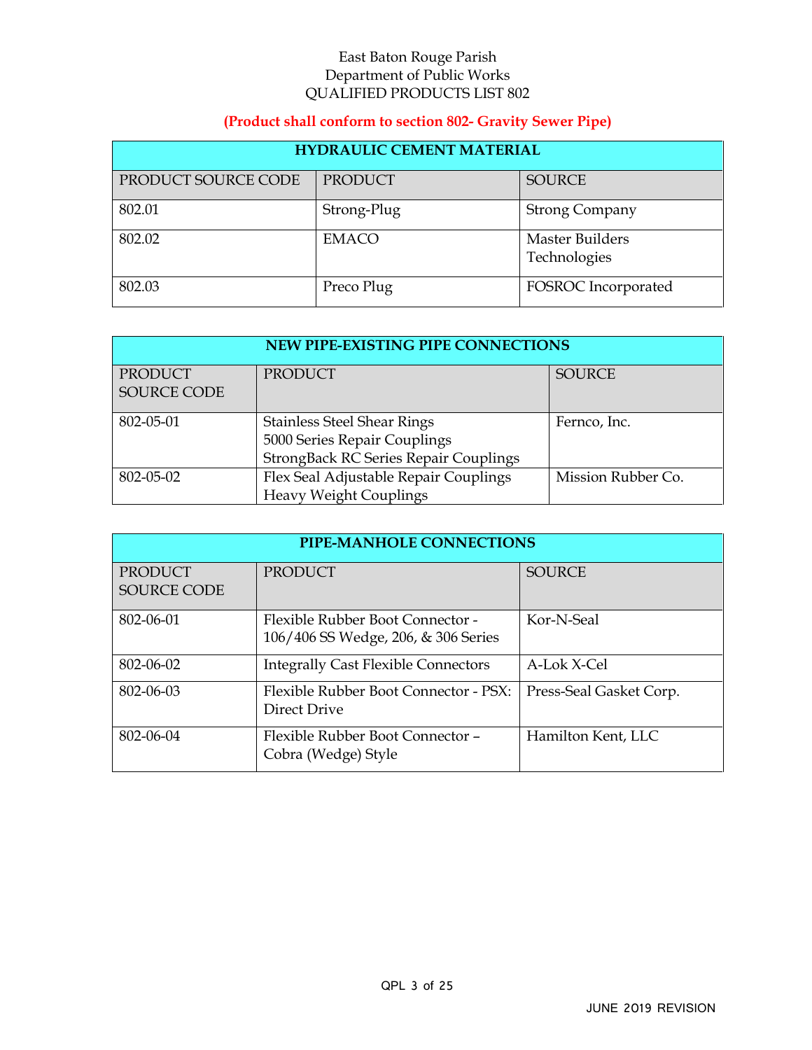East Baton Rouge Parish
Department of Public Works
QUALIFIED PRODUCTS LIST 802

**(Product shall conform to section 802- Gravity Sewer Pipe)**

| **HYDRAULIC CEMENT MATERIAL** | | |
|---|---|---|
| PRODUCT SOURCE CODE | PRODUCT | SOURCE |
| 802.01 | Strong-Plug | Strong Company |
| 802.02 | EMACO | Master Builders Technologies |
| 802.03 | Preco Plug | FOSROC Incorporated |

| **NEW PIPE-EXISTING PIPE CONNECTIONS** | | |
|---|---|---|
| PRODUCT SOURCE CODE | PRODUCT | SOURCE |
| 802-05-01 | Stainless Steel Shear Rings<br>5000 Series Repair Couplings<br>StrongBack RC Series Repair Couplings | Fernco, Inc. |
| 802-05-02 | Flex Seal Adjustable Repair Couplings<br>Heavy Weight Couplings | Mission Rubber Co. |

| **PIPE-MANHOLE CONNECTIONS** | | |
|---|---|---|
| PRODUCT SOURCE CODE | PRODUCT | SOURCE |
| 802-06-01 | Flexible Rubber Boot Connector - 106/406 SS Wedge, 206, & 306 Series | Kor-N-Seal |
| 802-06-02 | Integrally Cast Flexible Connectors | A-Lok X-Cel |
| 802-06-03 | Flexible Rubber Boot Connector - PSX: Direct Drive | Press-Seal Gasket Corp. |
| 802-06-04 | Flexible Rubber Boot Connector – Cobra (Wedge) Style | Hamilton Kent, LLC |

JUNE 2019 REVISION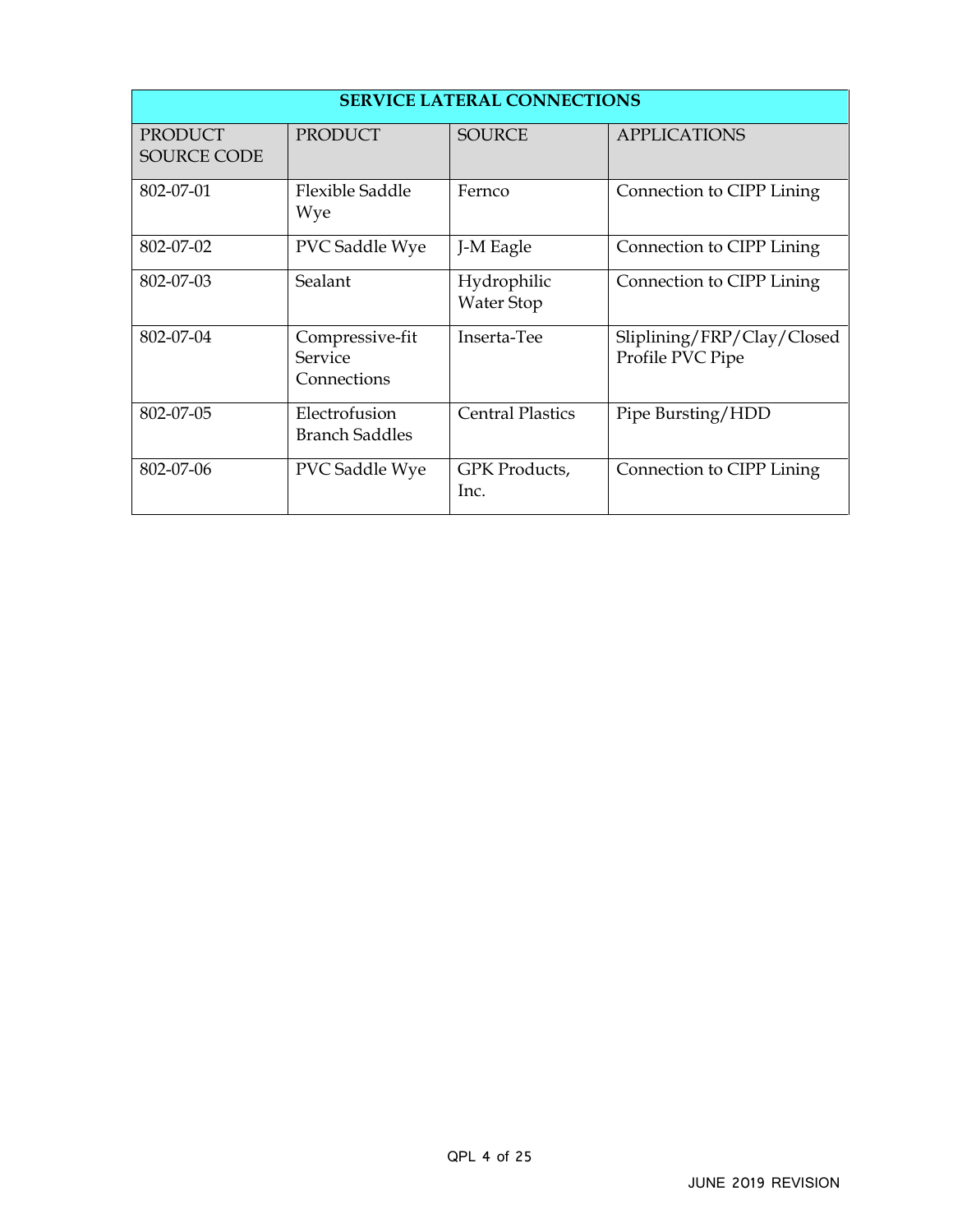| SERVICE LATERAL CONNECTIONS | | | |
|---|---|---|---|
| PRODUCT SOURCE CODE | PRODUCT | SOURCE | APPLICATIONS |
| 802-07-01 | Flexible Saddle Wye | Fernco | Connection to CIPP Lining |
| 802-07-02 | PVC Saddle Wye | J-M Eagle | Connection to CIPP Lining |
| 802-07-03 | Sealant | Hydrophilic Water Stop | Connection to CIPP Lining |
| 802-07-04 | Compressive-fit Service Connections | Inserta-Tee | Sliplining/FRP/Clay/Closed Profile PVC Pipe |
| 802-07-05 | Electrofusion Branch Saddles | Central Plastics | Pipe Bursting/HDD |
| 802-07-06 | PVC Saddle Wye | GPK Products, Inc. | Connection to CIPP Lining |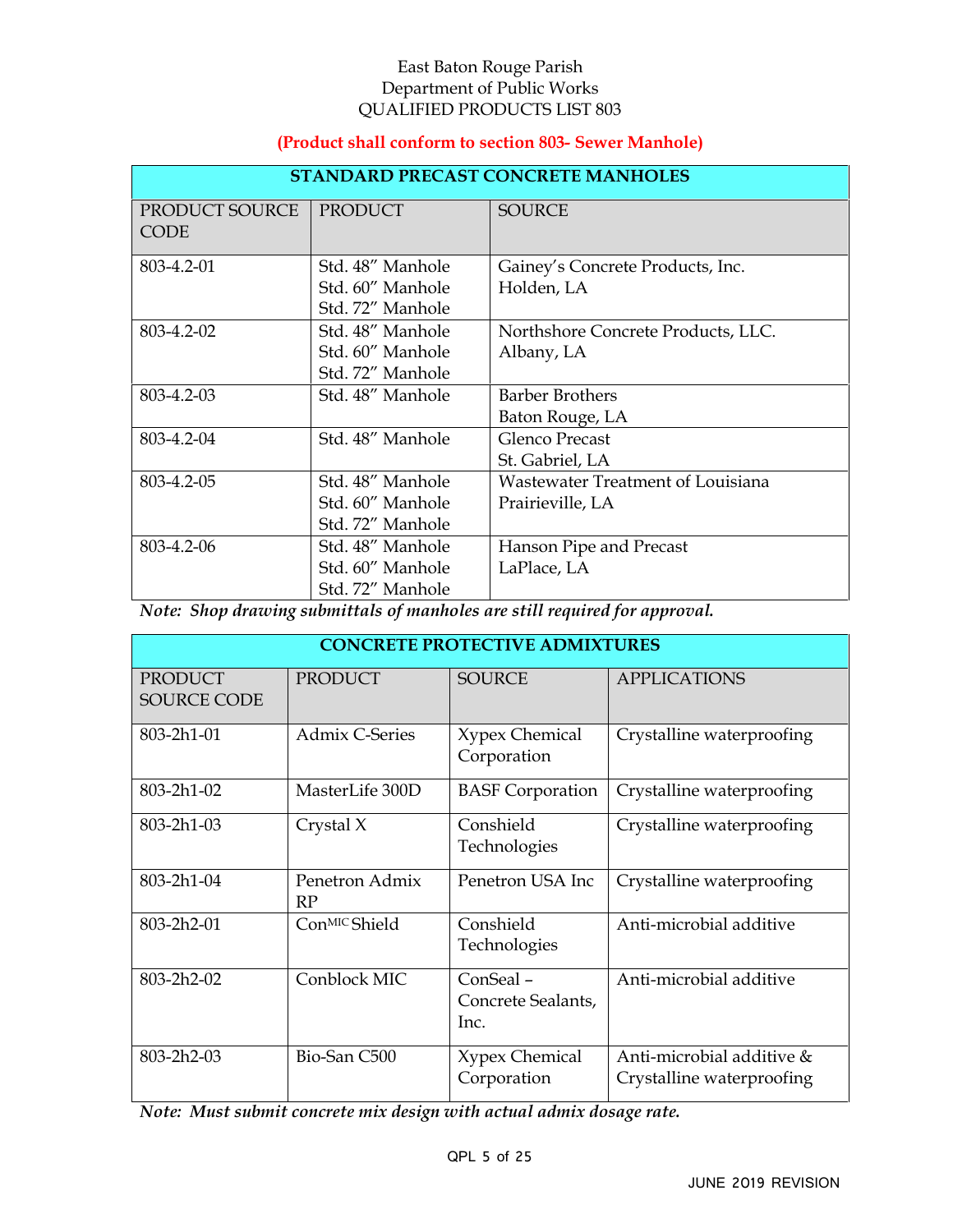East Baton Rouge Parish
Department of Public Works
QUALIFIED PRODUCTS LIST 803

**(Product shall conform to section 803- Sewer Manhole)**

| **STANDARD PRECAST CONCRETE MANHOLES** | | |
|---|---|---|
| PRODUCT SOURCE CODE | PRODUCT | SOURCE |
| 803-4.2-01 | Std. 48" Manhole<br>Std. 60" Manhole<br>Std. 72" Manhole | Gainey's Concrete Products, Inc.<br>Holden, LA |
| 803-4.2-02 | Std. 48" Manhole<br>Std. 60" Manhole<br>Std. 72" Manhole | Northshore Concrete Products, LLC.<br>Albany, LA |
| 803-4.2-03 | Std. 48" Manhole | Barber Brothers<br>Baton Rouge, LA |
| 803-4.2-04 | Std. 48" Manhole | Glenco Precast<br>St. Gabriel, LA |
| 803-4.2-05 | Std. 48" Manhole<br>Std. 60" Manhole<br>Std. 72" Manhole | Wastewater Treatment of Louisiana<br>Prairieville, LA |
| 803-4.2-06 | Std. 48" Manhole<br>Std. 60" Manhole<br>Std. 72" Manhole | Hanson Pipe and Precast<br>LaPlace, LA |

***Note: Shop drawing submittals of manholes are still required for approval.***

| **CONCRETE PROTECTIVE ADMIXTURES** | | | |
|---|---|---|---|
| PRODUCT SOURCE CODE | PRODUCT | SOURCE | APPLICATIONS |
| 803-2h1-01 | Admix C-Series | Xypex Chemical Corporation | Crystalline waterproofing |
| 803-2h1-02 | MasterLife 300D | BASF Corporation | Crystalline waterproofing |
| 803-2h1-03 | Crystal X | Conshield Technologies | Crystalline waterproofing |
| 803-2h1-04 | Penetron Admix RP | Penetron USA Inc | Crystalline waterproofing |
| 803-2h2-01 | ConMIC Shield | Conshield Technologies | Anti-microbial additive |
| 803-2h2-02 | Conblock MIC | ConSeal – Concrete Sealants, Inc. | Anti-microbial additive |
| 803-2h2-03 | Bio-San C500 | Xypex Chemical Corporation | Anti-microbial additive & Crystalline waterproofing |

***Note: Must submit concrete mix design with actual admix dosage rate.***

JUNE 2019 REVISION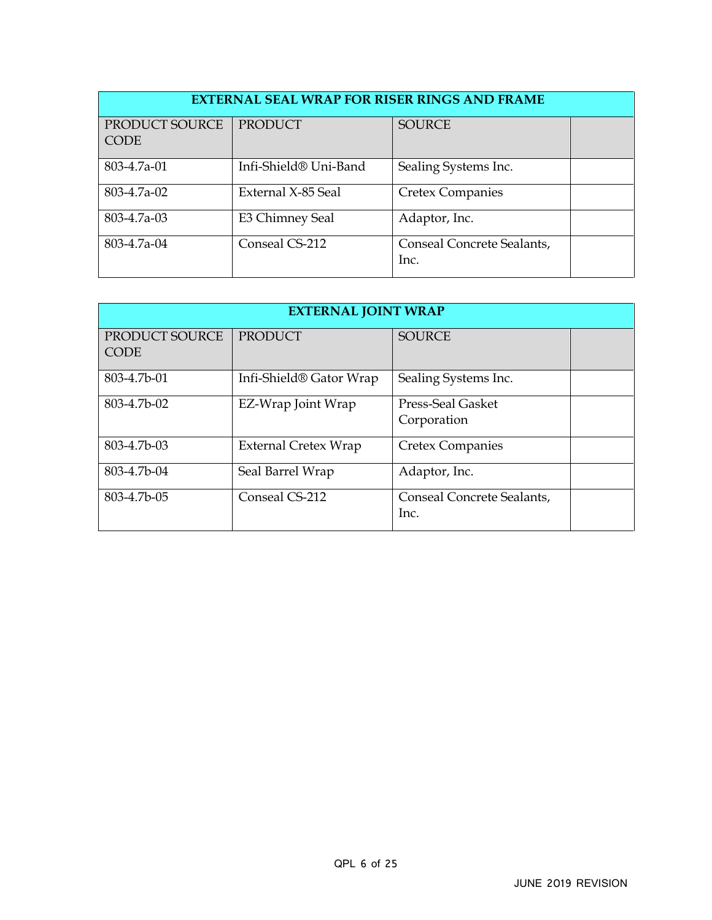| EXTERNAL SEAL WRAP FOR RISER RINGS AND FRAME | | | |
|---|---|---|---|
| PRODUCT SOURCE CODE | PRODUCT | SOURCE | |
| 803-4.7a-01 | Infi-Shield® Uni-Band | Sealing Systems Inc. | |
| 803-4.7a-02 | External X-85 Seal | Cretex Companies | |
| 803-4.7a-03 | E3 Chimney Seal | Adaptor, Inc. | |
| 803-4.7a-04 | Conseal CS-212 | Conseal Concrete Sealants, Inc. | |

| EXTERNAL JOINT WRAP | | | |
|---|---|---|---|
| PRODUCT SOURCE CODE | PRODUCT | SOURCE | |
| 803-4.7b-01 | Infi-Shield® Gator Wrap | Sealing Systems Inc. | |
| 803-4.7b-02 | EZ-Wrap Joint Wrap | Press-Seal Gasket Corporation | |
| 803-4.7b-03 | External Cretex Wrap | Cretex Companies | |
| 803-4.7b-04 | Seal Barrel Wrap | Adaptor, Inc. | |
| 803-4.7b-05 | Conseal CS-212 | Conseal Concrete Sealants, Inc. | |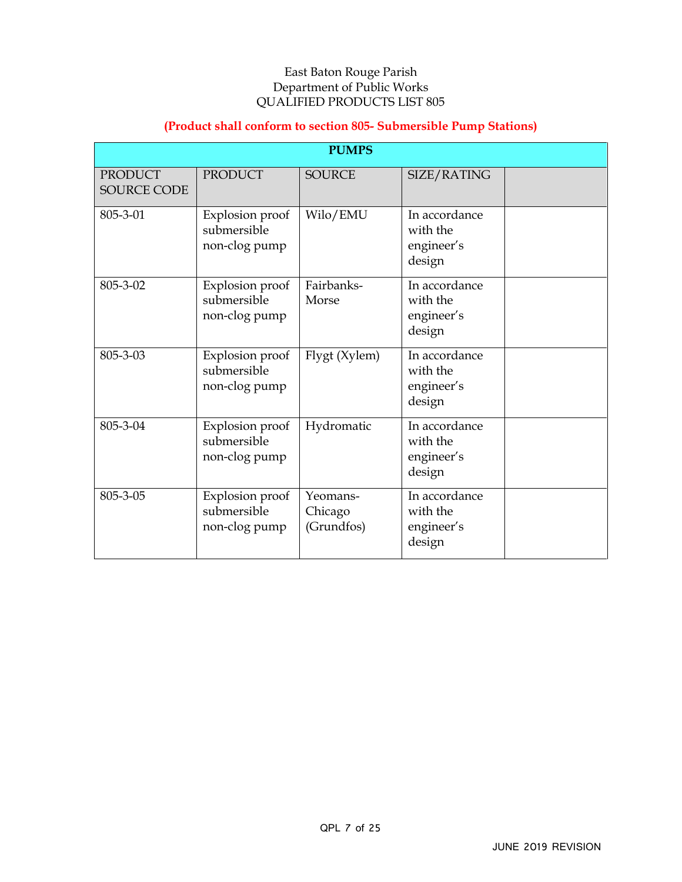East Baton Rouge Parish
Department of Public Works
QUALIFIED PRODUCTS LIST 805

**(Product shall conform to section 805- Submersible Pump Stations)**

| PUMPS | | | | |
|---|---|---|---|---|
| PRODUCT SOURCE CODE | PRODUCT | SOURCE | SIZE/RATING | |
| 805-3-01 | Explosion proof submersible non-clog pump | Wilo/EMU | In accordance with the engineer's design | |
| 805-3-02 | Explosion proof submersible non-clog pump | Fairbanks-Morse | In accordance with the engineer's design | |
| 805-3-03 | Explosion proof submersible non-clog pump | Flygt (Xylem) | In accordance with the engineer's design | |
| 805-3-04 | Explosion proof submersible non-clog pump | Hydromatic | In accordance with the engineer's design | |
| 805-3-05 | Explosion proof submersible non-clog pump | Yeomans-Chicago (Grundfos) | In accordance with the engineer's design | |

JUNE 2019 REVISION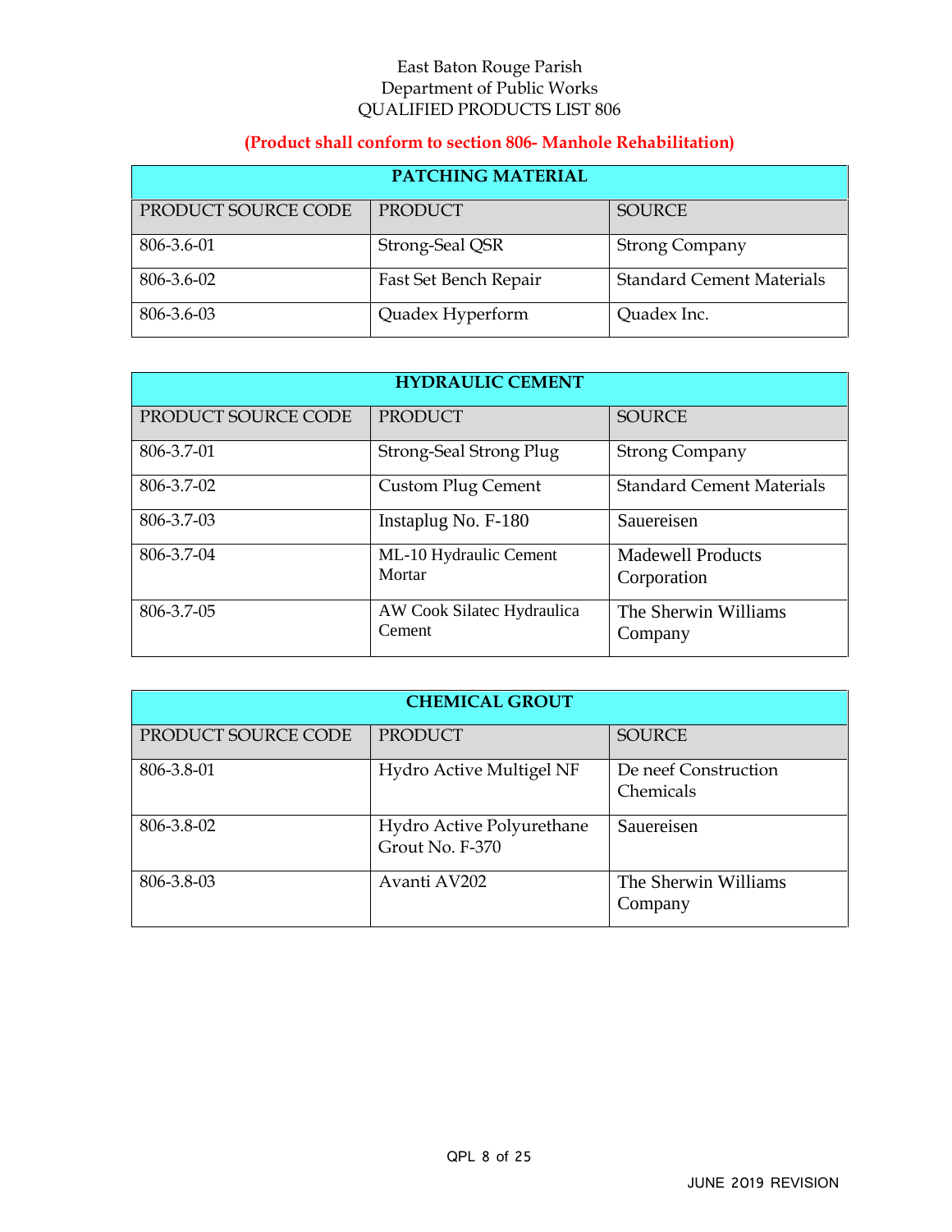East Baton Rouge Parish
Department of Public Works
QUALIFIED PRODUCTS LIST 806

**(Product shall conform to section 806- Manhole Rehabilitation)**

| PATCHING MATERIAL | | |
|---|---|---|
| PRODUCT SOURCE CODE | PRODUCT | SOURCE |
| 806-3.6-01 | Strong-Seal QSR | Strong Company |
| 806-3.6-02 | Fast Set Bench Repair | Standard Cement Materials |
| 806-3.6-03 | Quadex Hyperform | Quadex Inc. |

| HYDRAULIC CEMENT | | |
|---|---|---|
| PRODUCT SOURCE CODE | PRODUCT | SOURCE |
| 806-3.7-01 | Strong-Seal Strong Plug | Strong Company |
| 806-3.7-02 | Custom Plug Cement | Standard Cement Materials |
| 806-3.7-03 | Instaplug No. F-180 | Sauereisen |
| 806-3.7-04 | ML-10 Hydraulic Cement Mortar | Madewell Products Corporation |
| 806-3.7-05 | AW Cook Silatec Hydraulica Cement | The Sherwin Williams Company |

| CHEMICAL GROUT | | |
|---|---|---|
| PRODUCT SOURCE CODE | PRODUCT | SOURCE |
| 806-3.8-01 | Hydro Active Multigel NF | De neef Construction Chemicals |
| 806-3.8-02 | Hydro Active Polyurethane Grout No. F-370 | Sauereisen |
| 806-3.8-03 | Avanti AV202 | The Sherwin Williams Company |

JUNE 2019 REVISION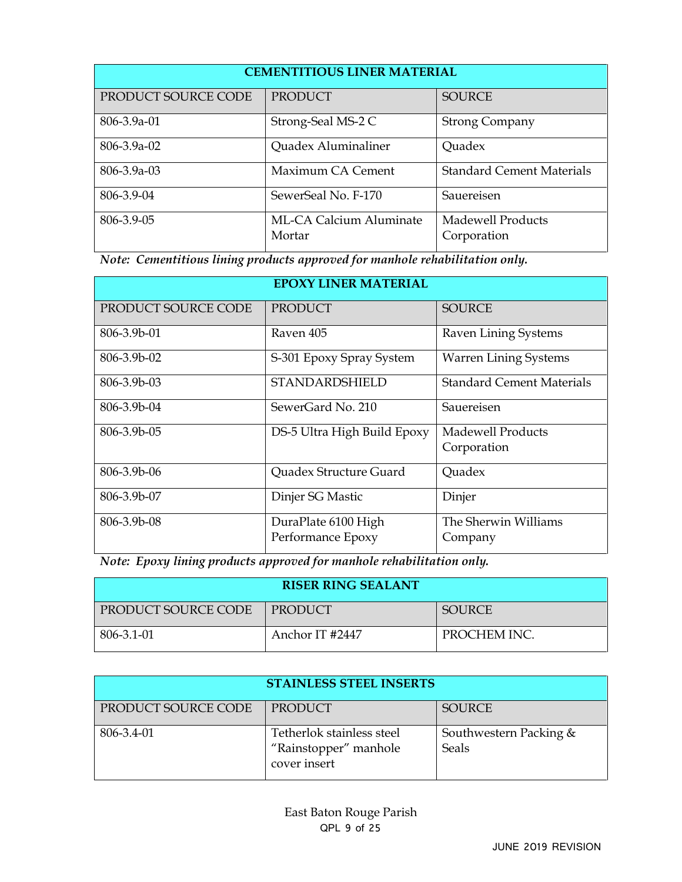| CEMENTITIOUS LINER MATERIAL | | |
|---|---|---|
| PRODUCT SOURCE CODE | PRODUCT | SOURCE |
| 806-3.9a-01 | Strong-Seal MS-2 C | Strong Company |
| 806-3.9a-02 | Quadex Aluminaliner | Quadex |
| 806-3.9a-03 | Maximum CA Cement | Standard Cement Materials |
| 806-3.9-04 | SewerSeal No. F-170 | Sauereisen |
| 806-3.9-05 | ML-CA Calcium Aluminate Mortar | Madewell Products Corporation |

***Note: Cementitious lining products approved for manhole rehabilitation only.***

| EPOXY LINER MATERIAL | | |
|---|---|---|
| PRODUCT SOURCE CODE | PRODUCT | SOURCE |
| 806-3.9b-01 | Raven 405 | Raven Lining Systems |
| 806-3.9b-02 | S-301 Epoxy Spray System | Warren Lining Systems |
| 806-3.9b-03 | STANDARDSHIELD | Standard Cement Materials |
| 806-3.9b-04 | SewerGard No. 210 | Sauereisen |
| 806-3.9b-05 | DS-5 Ultra High Build Epoxy | Madewell Products Corporation |
| 806-3.9b-06 | Quadex Structure Guard | Quadex |
| 806-3.9b-07 | Dinjer SG Mastic | Dinjer |
| 806-3.9b-08 | DuraPlate 6100 High Performance Epoxy | The Sherwin Williams Company |

***Note: Epoxy lining products approved for manhole rehabilitation only.***

| RISER RING SEALANT | | |
|---|---|---|
| PRODUCT SOURCE CODE | PRODUCT | SOURCE |
| 806-3.1-01 | Anchor IT #2447 | PROCHEM INC. |

| STAINLESS STEEL INSERTS | | |
|---|---|---|
| PRODUCT SOURCE CODE | PRODUCT | SOURCE |
| 806-3.4-01 | Tetherlok stainless steel "Rainstopper" manhole cover insert | Southwestern Packing & Seals |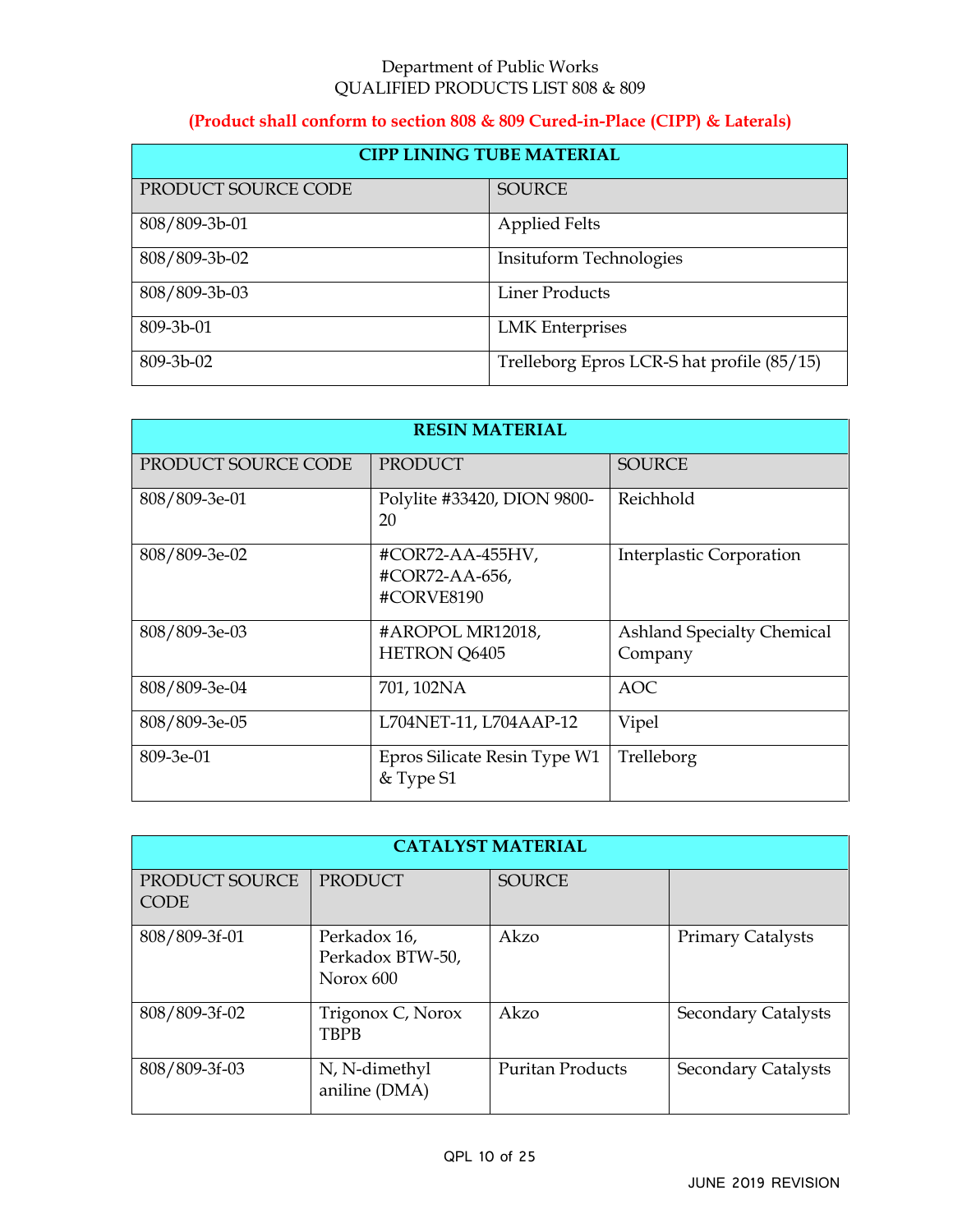Department of Public Works
QUALIFIED PRODUCTS LIST 808 & 809

**(Product shall conform to section 808 & 809 Cured-in-Place (CIPP) & Laterals)**

| CIPP LINING TUBE MATERIAL | |
|---|---|
| PRODUCT SOURCE CODE | SOURCE |
| 808/809-3b-01 | Applied Felts |
| 808/809-3b-02 | Insituform Technologies |
| 808/809-3b-03 | Liner Products |
| 809-3b-01 | LMK Enterprises |
| 809-3b-02 | Trelleborg Epros LCR-S hat profile (85/15) |

| RESIN MATERIAL | | |
|---|---|---|
| PRODUCT SOURCE CODE | PRODUCT | SOURCE |
| 808/809-3e-01 | Polylite #33420, DION 9800-20 | Reichhold |
| 808/809-3e-02 | #COR72-AA-455HV, #COR72-AA-656, #CORVE8190 | Interplastic Corporation |
| 808/809-3e-03 | #AROPOL MR12018, HETRON Q6405 | Ashland Specialty Chemical Company |
| 808/809-3e-04 | 701, 102NA | AOC |
| 808/809-3e-05 | L704NET-11, L704AAP-12 | Vipel |
| 809-3e-01 | Epros Silicate Resin Type W1 & Type S1 | Trelleborg |

| CATALYST MATERIAL | | | |
|---|---|---|---|
| PRODUCT SOURCE CODE | PRODUCT | SOURCE | |
| 808/809-3f-01 | Perkadox 16, Perkadox BTW-50, Norox 600 | Akzo | Primary Catalysts |
| 808/809-3f-02 | Trigonox C, Norox TBPB | Akzo | Secondary Catalysts |
| 808/809-3f-03 | N, N-dimethyl aniline (DMA) | Puritan Products | Secondary Catalysts |

JUNE 2019 REVISION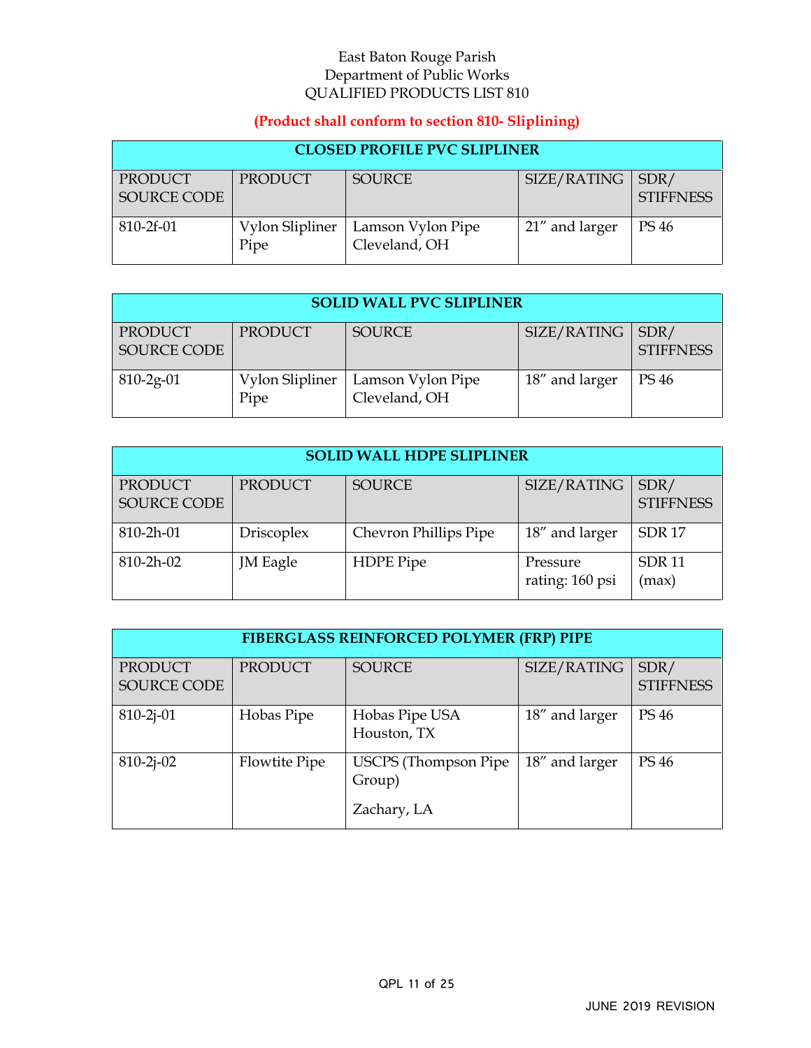East Baton Rouge Parish
Department of Public Works
QUALIFIED PRODUCTS LIST 810

**(Product shall conform to section 810- Sliplining)**

| CLOSED PROFILE PVC SLIPLINER | | | | |
|---|---|---|---|---|
| PRODUCT SOURCE CODE | PRODUCT | SOURCE | SIZE/RATING | SDR/ STIFFNESS |
| 810-2f-01 | Vylon Slipliner Pipe | Lamson Vylon Pipe Cleveland, OH | 21" and larger | PS 46 |

| SOLID WALL PVC SLIPLINER | | | | |
|---|---|---|---|---|
| PRODUCT SOURCE CODE | PRODUCT | SOURCE | SIZE/RATING | SDR/ STIFFNESS |
| 810-2g-01 | Vylon Slipliner Pipe | Lamson Vylon Pipe Cleveland, OH | 18" and larger | PS 46 |

| SOLID WALL HDPE SLIPLINER | | | | |
|---|---|---|---|---|
| PRODUCT SOURCE CODE | PRODUCT | SOURCE | SIZE/RATING | SDR/ STIFFNESS |
| 810-2h-01 | Driscoplex | Chevron Phillips Pipe | 18" and larger | SDR 17 |
| 810-2h-02 | JM Eagle | HDPE Pipe | Pressure rating: 160 psi | SDR 11 (max) |

| FIBERGLASS REINFORCED POLYMER (FRP) PIPE | | | | |
|---|---|---|---|---|
| PRODUCT SOURCE CODE | PRODUCT | SOURCE | SIZE/RATING | SDR/ STIFFNESS |
| 810-2j-01 | Hobas Pipe | Hobas Pipe USA Houston, TX | 18" and larger | PS 46 |
| 810-2j-02 | Flowtite Pipe | USCPS (Thompson Pipe Group) Zachary, LA | 18" and larger | PS 46 |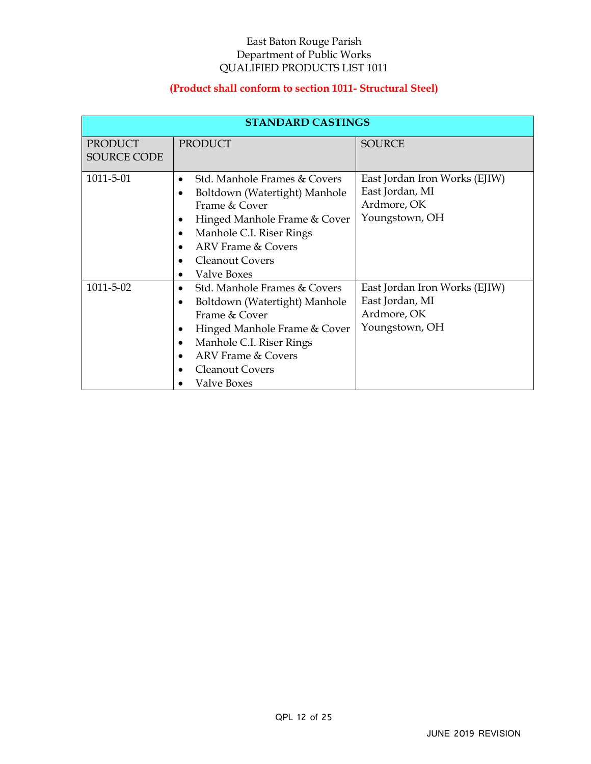East Baton Rouge Parish
Department of Public Works
QUALIFIED PRODUCTS LIST 1011

**(Product shall conform to section 1011- Structural Steel)**

| STANDARD CASTINGS | | |
|---|---|---|
| PRODUCT SOURCE CODE | PRODUCT | SOURCE |
| 1011-5-01 | • Std. Manhole Frames & Covers<br>• Boltdown (Watertight) Manhole Frame & Cover<br>• Hinged Manhole Frame & Cover<br>• Manhole C.I. Riser Rings<br>• ARV Frame & Covers<br>• Cleanout Covers<br>• Valve Boxes | East Jordan Iron Works (EJIW)<br>East Jordan, MI<br>Ardmore, OK<br>Youngstown, OH |
| 1011-5-02 | • Std. Manhole Frames & Covers<br>• Boltdown (Watertight) Manhole Frame & Cover<br>• Hinged Manhole Frame & Cover<br>• Manhole C.I. Riser Rings<br>• ARV Frame & Covers<br>• Cleanout Covers<br>• Valve Boxes | East Jordan Iron Works (EJIW)<br>East Jordan, MI<br>Ardmore, OK<br>Youngstown, OH |

JUNE 2019 REVISION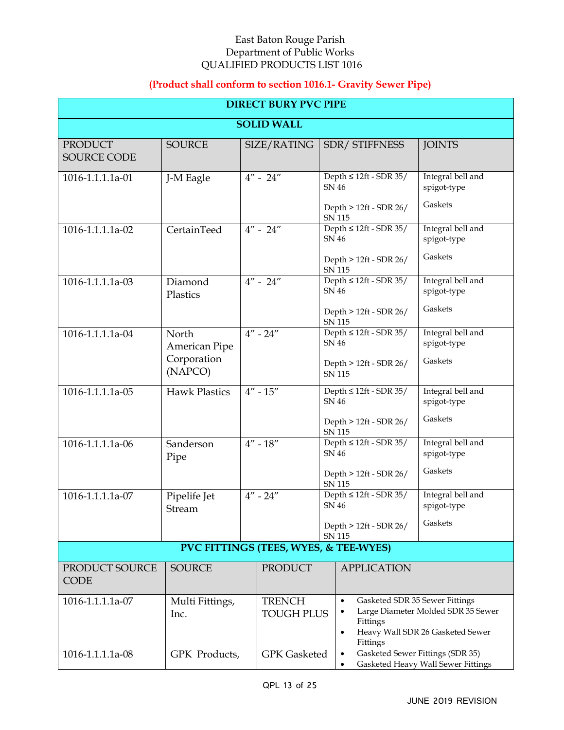East Baton Rouge Parish
Department of Public Works
QUALIFIED PRODUCTS LIST 1016

**(Product shall conform to section 1016.1- Gravity Sewer Pipe)**

| DIRECT BURY PVC PIPE | | | | |
|---|---|---|---|---|
| **SOLID WALL** | | | | |
| PRODUCT SOURCE CODE | SOURCE | SIZE/RATING | SDR/ STIFFNESS | JOINTS |
| 1016-1.1.1.1a-01 | J-M Eagle | 4″ - 24″ | Depth ≤ 12ft - SDR 35/ SN 46<br><br>Depth > 12ft - SDR 26/ SN 115 | Integral bell and spigot-type<br><br>Gaskets |
| 1016-1.1.1.1a-02 | CertainTeed | 4″ - 24″ | Depth ≤ 12ft - SDR 35/ SN 46<br><br>Depth > 12ft - SDR 26/ SN 115 | Integral bell and spigot-type<br><br>Gaskets |
| 1016-1.1.1.1a-03 | Diamond Plastics | 4″ - 24″ | Depth ≤ 12ft - SDR 35/ SN 46<br><br>Depth > 12ft - SDR 26/ SN 115 | Integral bell and spigot-type<br><br>Gaskets |
| 1016-1.1.1.1a-04 | North American Pipe Corporation (NAPCO) | 4″ - 24″ | Depth ≤ 12ft - SDR 35/ SN 46<br><br>Depth > 12ft - SDR 26/ SN 115 | Integral bell and spigot-type<br><br>Gaskets |
| 1016-1.1.1.1a-05 | Hawk Plastics | 4″ - 15″ | Depth ≤ 12ft - SDR 35/ SN 46<br><br>Depth > 12ft - SDR 26/ SN 115 | Integral bell and spigot-type<br><br>Gaskets |
| 1016-1.1.1.1a-06 | Sanderson Pipe | 4″ - 18″ | Depth ≤ 12ft - SDR 35/ SN 46<br><br>Depth > 12ft - SDR 26/ SN 115 | Integral bell and spigot-type<br><br>Gaskets |
| 1016-1.1.1.1a-07 | Pipelife Jet Stream | 4″ - 24″ | Depth ≤ 12ft - SDR 35/ SN 46<br><br>Depth > 12ft - SDR 26/ SN 115 | Integral bell and spigot-type<br><br>Gaskets |

| PVC FITTINGS (TEES, WYES, & TEE-WYES) | | | |
|---|---|---|---|
| PRODUCT SOURCE CODE | SOURCE | PRODUCT | APPLICATION |
| 1016-1.1.1.1a-07 | Multi Fittings, Inc. | TRENCH TOUGH PLUS | • Gasketed SDR 35 Sewer Fittings<br>• Large Diameter Molded SDR 35 Sewer Fittings<br>• Heavy Wall SDR 26 Gasketed Sewer Fittings |
| 1016-1.1.1.1a-08 | GPK Products, | GPK Gasketed | • Gasketed Sewer Fittings (SDR 35)<br>• Gasketed Heavy Wall Sewer Fittings |

JUNE 2019 REVISION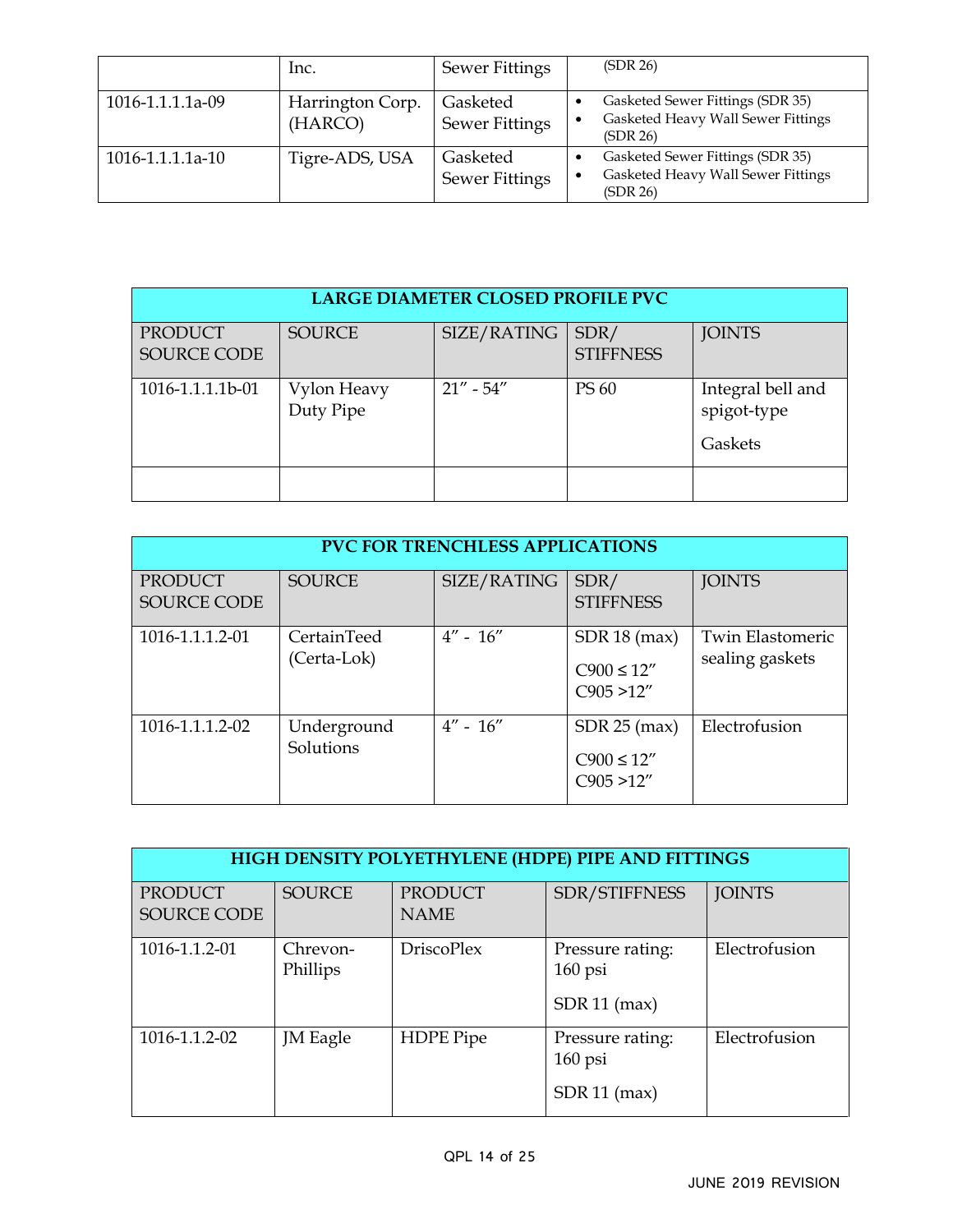| | Inc. | Sewer Fittings | (SDR 26) |
|---|---|---|---|
| 1016-1.1.1.1a-09 | Harrington Corp. (HARCO) | Gasketed Sewer Fittings | • Gasketed Sewer Fittings (SDR 35)<br>• Gasketed Heavy Wall Sewer Fittings (SDR 26) |
| 1016-1.1.1.1a-10 | Tigre-ADS, USA | Gasketed Sewer Fittings | • Gasketed Sewer Fittings (SDR 35)<br>• Gasketed Heavy Wall Sewer Fittings (SDR 26) |

| LARGE DIAMETER CLOSED PROFILE PVC | | | | |
|---|---|---|---|---|
| PRODUCT SOURCE CODE | SOURCE | SIZE/RATING | SDR/ STIFFNESS | JOINTS |
| 1016-1.1.1.1b-01 | Vylon Heavy Duty Pipe | 21″ - 54″ | PS 60 | Integral bell and spigot-type<br>Gaskets |
| | | | | |

| PVC FOR TRENCHLESS APPLICATIONS | | | | |
|---|---|---|---|---|
| PRODUCT SOURCE CODE | SOURCE | SIZE/RATING | SDR/ STIFFNESS | JOINTS |
| 1016-1.1.1.2-01 | CertainTeed (Certa-Lok) | 4″ - 16″ | SDR 18 (max)<br>C900 ≤ 12″<br>C905 >12″ | Twin Elastomeric sealing gaskets |
| 1016-1.1.1.2-02 | Underground Solutions | 4″ - 16″ | SDR 25 (max)<br>C900 ≤ 12″<br>C905 >12″ | Electrofusion |

| HIGH DENSITY POLYETHYLENE (HDPE) PIPE AND FITTINGS | | | | |
|---|---|---|---|---|
| PRODUCT SOURCE CODE | SOURCE | PRODUCT NAME | SDR/STIFFNESS | JOINTS |
| 1016-1.1.2-01 | Chrevon-Phillips | DriscoPlex | Pressure rating: 160 psi<br>SDR 11 (max) | Electrofusion |
| 1016-1.1.2-02 | JM Eagle | HDPE Pipe | Pressure rating: 160 psi<br>SDR 11 (max) | Electrofusion |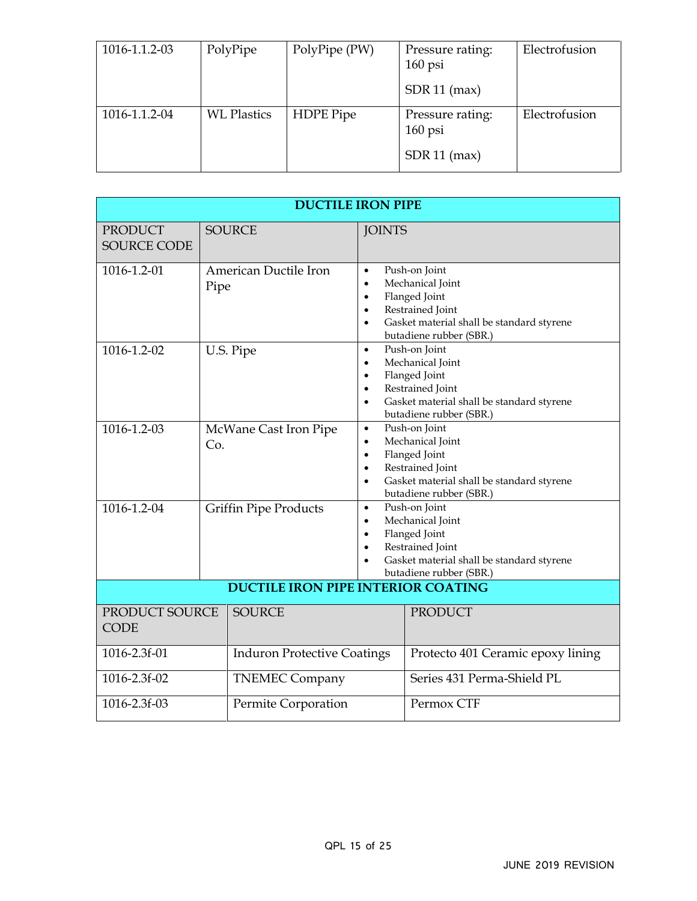| | | | | |
|---|---|---|---|---|
| 1016-1.1.2-03 | PolyPipe | PolyPipe (PW) | Pressure rating: 160 psi<br><br>SDR 11 (max) | Electrofusion |
| 1016-1.1.2-04 | WL Plastics | HDPE Pipe | Pressure rating: 160 psi<br><br>SDR 11 (max) | Electrofusion |

| **DUCTILE IRON PIPE** | | |
|---|---|---|
| PRODUCT SOURCE CODE | SOURCE | JOINTS |
| 1016-1.2-01 | American Ductile Iron Pipe | • Push-on Joint<br>• Mechanical Joint<br>• Flanged Joint<br>• Restrained Joint<br>• Gasket material shall be standard styrene butadiene rubber (SBR.) |
| 1016-1.2-02 | U.S. Pipe | • Push-on Joint<br>• Mechanical Joint<br>• Flanged Joint<br>• Restrained Joint<br>• Gasket material shall be standard styrene butadiene rubber (SBR.) |
| 1016-1.2-03 | McWane Cast Iron Pipe Co. | • Push-on Joint<br>• Mechanical Joint<br>• Flanged Joint<br>• Restrained Joint<br>• Gasket material shall be standard styrene butadiene rubber (SBR.) |
| 1016-1.2-04 | Griffin Pipe Products | • Push-on Joint<br>• Mechanical Joint<br>• Flanged Joint<br>• Restrained Joint<br>• Gasket material shall be standard styrene butadiene rubber (SBR.) |

| **DUCTILE IRON PIPE INTERIOR COATING** | | |
|---|---|---|
| PRODUCT SOURCE CODE | SOURCE | PRODUCT |
| 1016-2.3f-01 | Induron Protective Coatings | Protecto 401 Ceramic epoxy lining |
| 1016-2.3f-02 | TNEMEC Company | Series 431 Perma-Shield PL |
| 1016-2.3f-03 | Permite Corporation | Permox CTF |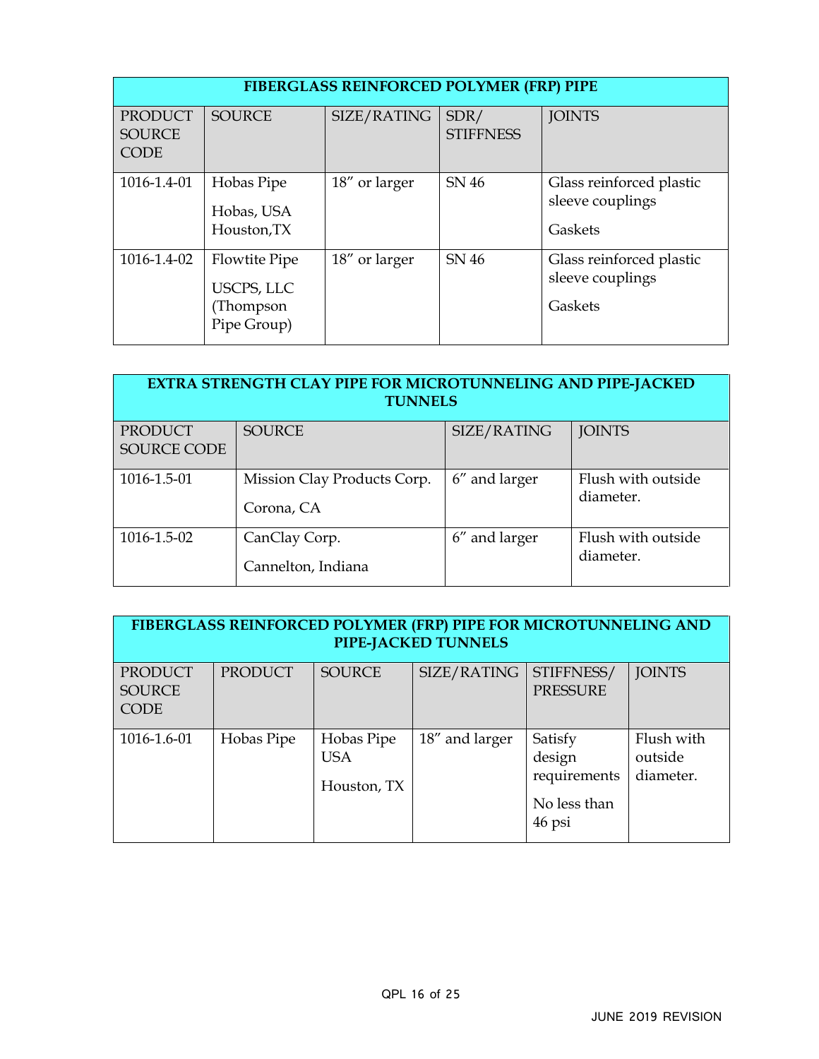| FIBERGLASS REINFORCED POLYMER (FRP) PIPE | | | | |
|---|---|---|---|---|
| PRODUCT SOURCE CODE | SOURCE | SIZE/RATING | SDR/ STIFFNESS | JOINTS |
| 1016-1.4-01 | Hobas Pipe<br>Hobas, USA Houston,TX | 18″ or larger | SN 46 | Glass reinforced plastic sleeve couplings<br>Gaskets |
| 1016-1.4-02 | Flowtite Pipe<br>USCPS, LLC (Thompson Pipe Group) | 18″ or larger | SN 46 | Glass reinforced plastic sleeve couplings<br>Gaskets |

| EXTRA STRENGTH CLAY PIPE FOR MICROTUNNELING AND PIPE-JACKED TUNNELS | | | |
|---|---|---|---|
| PRODUCT SOURCE CODE | SOURCE | SIZE/RATING | JOINTS |
| 1016-1.5-01 | Mission Clay Products Corp.<br>Corona, CA | 6″ and larger | Flush with outside diameter. |
| 1016-1.5-02 | CanClay Corp.<br>Cannelton, Indiana | 6″ and larger | Flush with outside diameter. |

| FIBERGLASS REINFORCED POLYMER (FRP) PIPE FOR MICROTUNNELING AND PIPE-JACKED TUNNELS | | | | | |
|---|---|---|---|---|---|
| PRODUCT SOURCE CODE | PRODUCT | SOURCE | SIZE/RATING | STIFFNESS/ PRESSURE | JOINTS |
| 1016-1.6-01 | Hobas Pipe | Hobas Pipe USA<br>Houston, TX | 18″ and larger | Satisfy design requirements<br>No less than 46 psi | Flush with outside diameter. |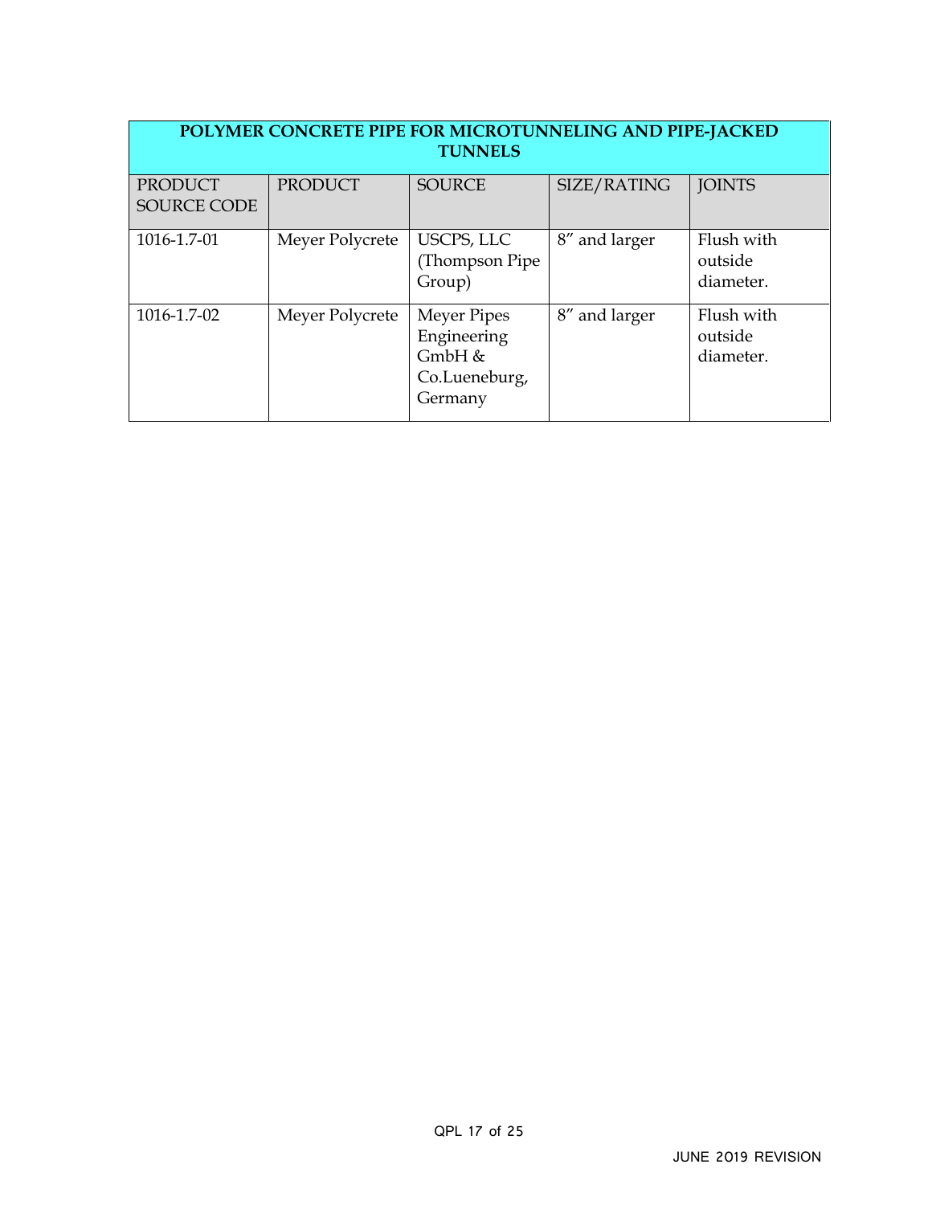| POLYMER CONCRETE PIPE FOR MICROTUNNELING AND PIPE-JACKED TUNNELS | | | | |
|---|---|---|---|---|
| PRODUCT SOURCE CODE | PRODUCT | SOURCE | SIZE/RATING | JOINTS |
| 1016-1.7-01 | Meyer Polycrete | USCPS, LLC (Thompson Pipe Group) | 8″ and larger | Flush with outside diameter. |
| 1016-1.7-02 | Meyer Polycrete | Meyer Pipes Engineering GmbH & Co.Lueneburg, Germany | 8″ and larger | Flush with outside diameter. |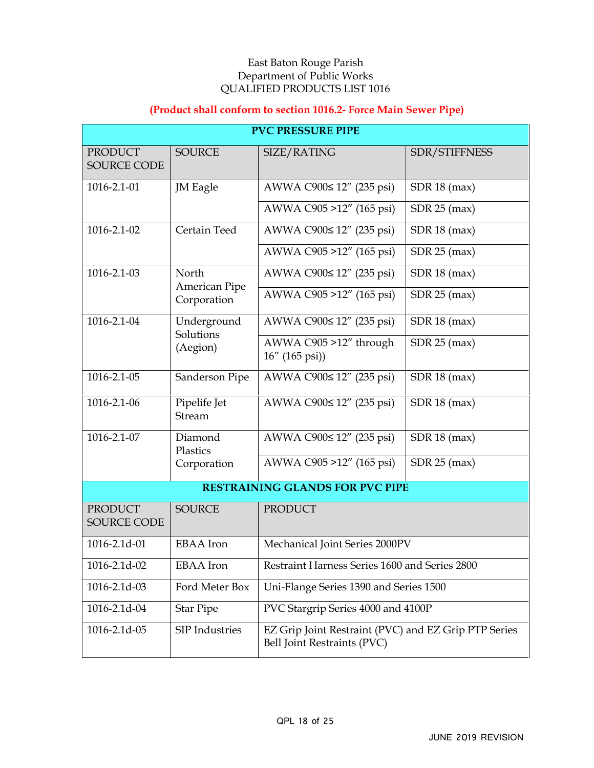East Baton Rouge Parish
Department of Public Works
QUALIFIED PRODUCTS LIST 1016

**(Product shall conform to section 1016.2- Force Main Sewer Pipe)**

| **PVC PRESSURE PIPE** | | | |
|---|---|---|---|
| PRODUCT SOURCE CODE | SOURCE | SIZE/RATING | SDR/STIFFNESS |
| 1016-2.1-01 | JM Eagle | AWWA C900≤ 12″ (235 psi) | SDR 18 (max) |
| | | AWWA C905 >12″ (165 psi) | SDR 25 (max) |
| 1016-2.1-02 | Certain Teed | AWWA C900≤ 12″ (235 psi) | SDR 18 (max) |
| | | AWWA C905 >12″ (165 psi) | SDR 25 (max) |
| 1016-2.1-03 | North American Pipe Corporation | AWWA C900≤ 12″ (235 psi) | SDR 18 (max) |
| | | AWWA C905 >12″ (165 psi) | SDR 25 (max) |
| 1016-2.1-04 | Underground Solutions (Aegion) | AWWA C900≤ 12″ (235 psi) | SDR 18 (max) |
| | | AWWA C905 >12″ through 16″ (165 psi)) | SDR 25 (max) |
| 1016-2.1-05 | Sanderson Pipe | AWWA C900≤ 12″ (235 psi) | SDR 18 (max) |
| 1016-2.1-06 | Pipelife Jet Stream | AWWA C900≤ 12″ (235 psi) | SDR 18 (max) |
| 1016-2.1-07 | Diamond Plastics Corporation | AWWA C900≤ 12″ (235 psi) | SDR 18 (max) |
| | | AWWA C905 >12″ (165 psi) | SDR 25 (max) |

| **RESTRAINING GLANDS FOR PVC PIPE** | | |
|---|---|---|
| PRODUCT SOURCE CODE | SOURCE | PRODUCT |
| 1016-2.1d-01 | EBAA Iron | Mechanical Joint Series 2000PV |
| 1016-2.1d-02 | EBAA Iron | Restraint Harness Series 1600 and Series 2800 |
| 1016-2.1d-03 | Ford Meter Box | Uni-Flange Series 1390 and Series 1500 |
| 1016-2.1d-04 | Star Pipe | PVC Stargrip Series 4000 and 4100P |
| 1016-2.1d-05 | SIP Industries | EZ Grip Joint Restraint (PVC) and EZ Grip PTP Series Bell Joint Restraints (PVC) |

JUNE 2019 REVISION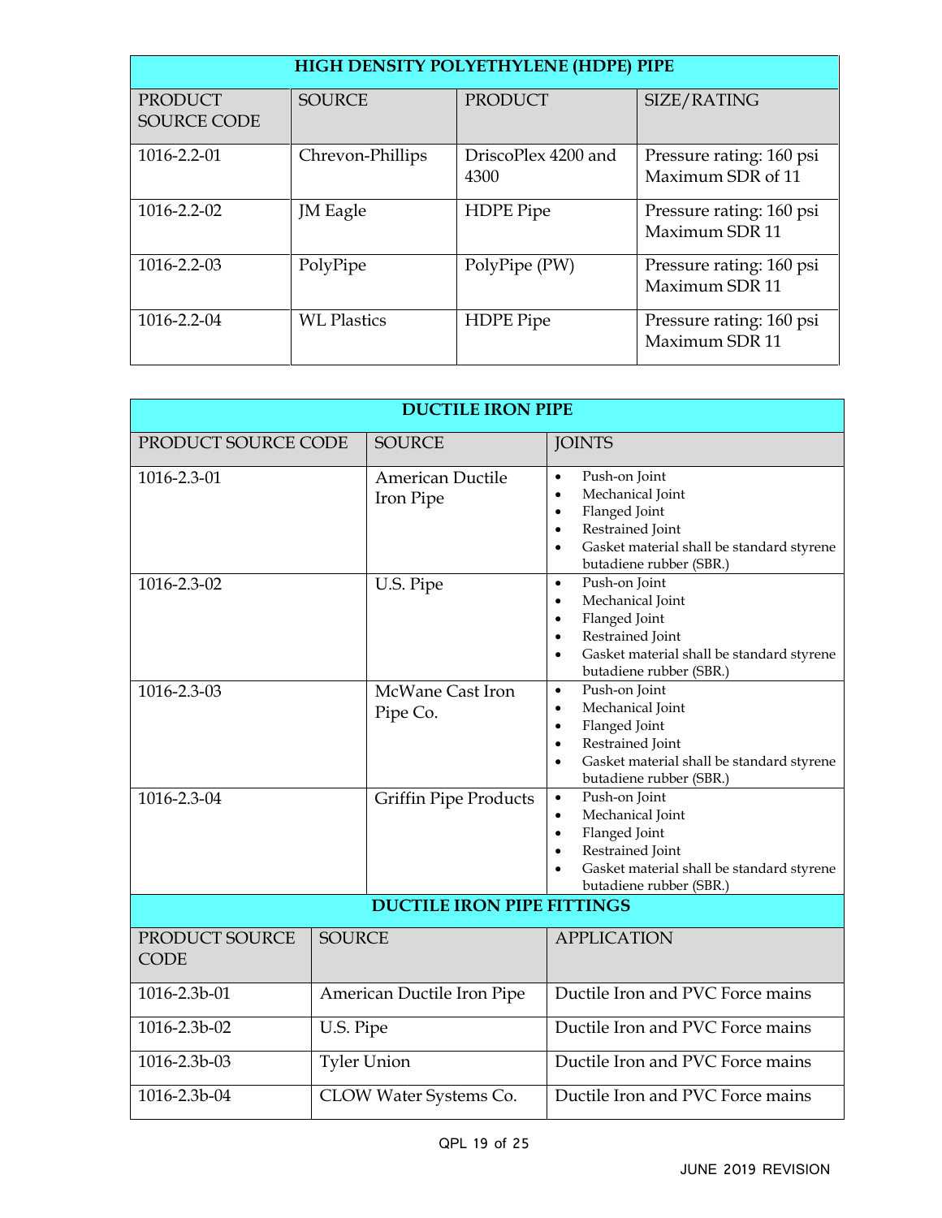| HIGH DENSITY POLYETHYLENE (HDPE) PIPE | | | |
|---|---|---|---|
| PRODUCT SOURCE CODE | SOURCE | PRODUCT | SIZE/RATING |
| 1016-2.2-01 | Chevron-Phillips | DriscoPlex 4200 and 4300 | Pressure rating: 160 psi Maximum SDR of 11 |
| 1016-2.2-02 | JM Eagle | HDPE Pipe | Pressure rating: 160 psi Maximum SDR 11 |
| 1016-2.2-03 | PolyPipe | PolyPipe (PW) | Pressure rating: 160 psi Maximum SDR 11 |
| 1016-2.2-04 | WL Plastics | HDPE Pipe | Pressure rating: 160 psi Maximum SDR 11 |

| DUCTILE IRON PIPE | | |
|---|---|---|
| PRODUCT SOURCE CODE | SOURCE | JOINTS |
| 1016-2.3-01 | American Ductile Iron Pipe | • Push-on Joint<br>• Mechanical Joint<br>• Flanged Joint<br>• Restrained Joint<br>• Gasket material shall be standard styrene butadiene rubber (SBR.) |
| 1016-2.3-02 | U.S. Pipe | • Push-on Joint<br>• Mechanical Joint<br>• Flanged Joint<br>• Restrained Joint<br>• Gasket material shall be standard styrene butadiene rubber (SBR.) |
| 1016-2.3-03 | McWane Cast Iron Pipe Co. | • Push-on Joint<br>• Mechanical Joint<br>• Flanged Joint<br>• Restrained Joint<br>• Gasket material shall be standard styrene butadiene rubber (SBR.) |
| 1016-2.3-04 | Griffin Pipe Products | • Push-on Joint<br>• Mechanical Joint<br>• Flanged Joint<br>• Restrained Joint<br>• Gasket material shall be standard styrene butadiene rubber (SBR.) |

| DUCTILE IRON PIPE FITTINGS | | |
|---|---|---|
| PRODUCT SOURCE CODE | SOURCE | APPLICATION |
| 1016-2.3b-01 | American Ductile Iron Pipe | Ductile Iron and PVC Force mains |
| 1016-2.3b-02 | U.S. Pipe | Ductile Iron and PVC Force mains |
| 1016-2.3b-03 | Tyler Union | Ductile Iron and PVC Force mains |
| 1016-2.3b-04 | CLOW Water Systems Co. | Ductile Iron and PVC Force mains |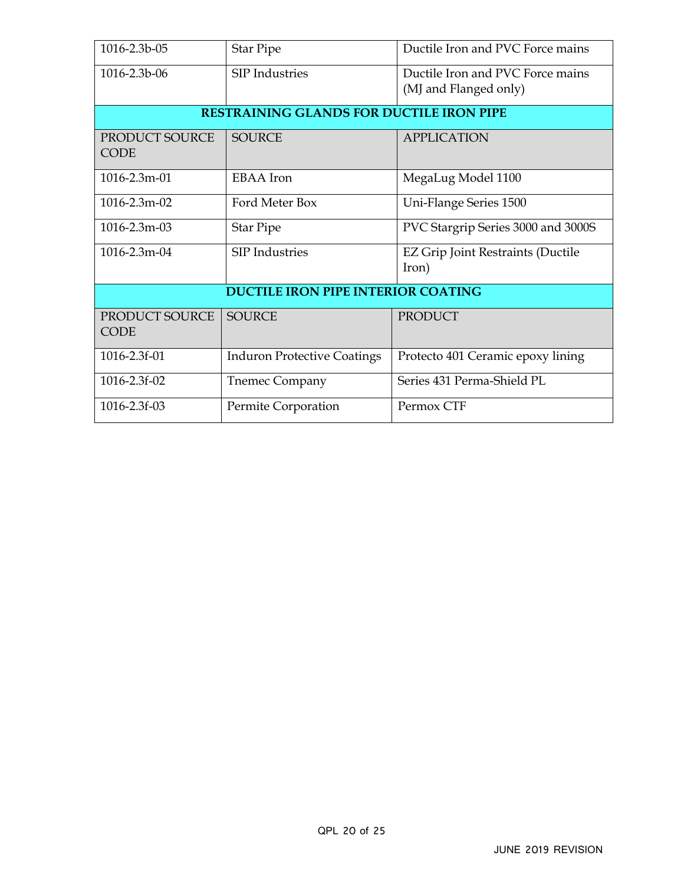| | | |
|---|---|---|
| 1016-2.3b-05 | Star Pipe | Ductile Iron and PVC Force mains |
| 1016-2.3b-06 | SIP Industries | Ductile Iron and PVC Force mains (MJ and Flanged only) |

**RESTRAINING GLANDS FOR DUCTILE IRON PIPE**

| PRODUCT SOURCE CODE | SOURCE | APPLICATION |
|---|---|---|
| 1016-2.3m-01 | EBAA Iron | MegaLug Model 1100 |
| 1016-2.3m-02 | Ford Meter Box | Uni-Flange Series 1500 |
| 1016-2.3m-03 | Star Pipe | PVC Stargrip Series 3000 and 3000S |
| 1016-2.3m-04 | SIP Industries | EZ Grip Joint Restraints (Ductile Iron) |

**DUCTILE IRON PIPE INTERIOR COATING**

| PRODUCT SOURCE CODE | SOURCE | PRODUCT |
|---|---|---|
| 1016-2.3f-01 | Induron Protective Coatings | Protecto 401 Ceramic epoxy lining |
| 1016-2.3f-02 | Tnemec Company | Series 431 Perma-Shield PL |
| 1016-2.3f-03 | Permite Corporation | Permox CTF |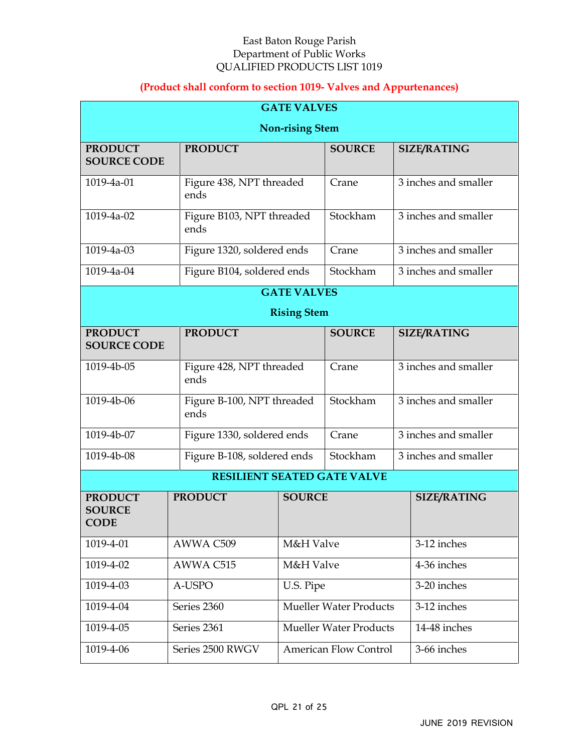East Baton Rouge Parish
Department of Public Works
QUALIFIED PRODUCTS LIST 1019

**(Product shall conform to section 1019- Valves and Appurtenances)**

| **GATE VALVES** **Non-rising Stem** | | | |
|---|---|---|---|
| **PRODUCT SOURCE CODE** | **PRODUCT** | **SOURCE** | **SIZE/RATING** |
| 1019-4a-01 | Figure 438, NPT threaded ends | Crane | 3 inches and smaller |
| 1019-4a-02 | Figure B103, NPT threaded ends | Stockham | 3 inches and smaller |
| 1019-4a-03 | Figure 1320, soldered ends | Crane | 3 inches and smaller |
| 1019-4a-04 | Figure B104, soldered ends | Stockham | 3 inches and smaller |

| **GATE VALVES** **Rising Stem** | | | |
|---|---|---|---|
| **PRODUCT SOURCE CODE** | **PRODUCT** | **SOURCE** | **SIZE/RATING** |
| 1019-4b-05 | Figure 428, NPT threaded ends | Crane | 3 inches and smaller |
| 1019-4b-06 | Figure B-100, NPT threaded ends | Stockham | 3 inches and smaller |
| 1019-4b-07 | Figure 1330, soldered ends | Crane | 3 inches and smaller |
| 1019-4b-08 | Figure B-108, soldered ends | Stockham | 3 inches and smaller |

| **RESILIENT SEATED GATE VALVE** | | | |
|---|---|---|---|
| **PRODUCT SOURCE CODE** | **PRODUCT** | **SOURCE** | **SIZE/RATING** |
| 1019-4-01 | AWWA C509 | M&H Valve | 3-12 inches |
| 1019-4-02 | AWWA C515 | M&H Valve | 4-36 inches |
| 1019-4-03 | A-USPO | U.S. Pipe | 3-20 inches |
| 1019-4-04 | Series 2360 | Mueller Water Products | 3-12 inches |
| 1019-4-05 | Series 2361 | Mueller Water Products | 14-48 inches |
| 1019-4-06 | Series 2500 RWGV | American Flow Control | 3-66 inches |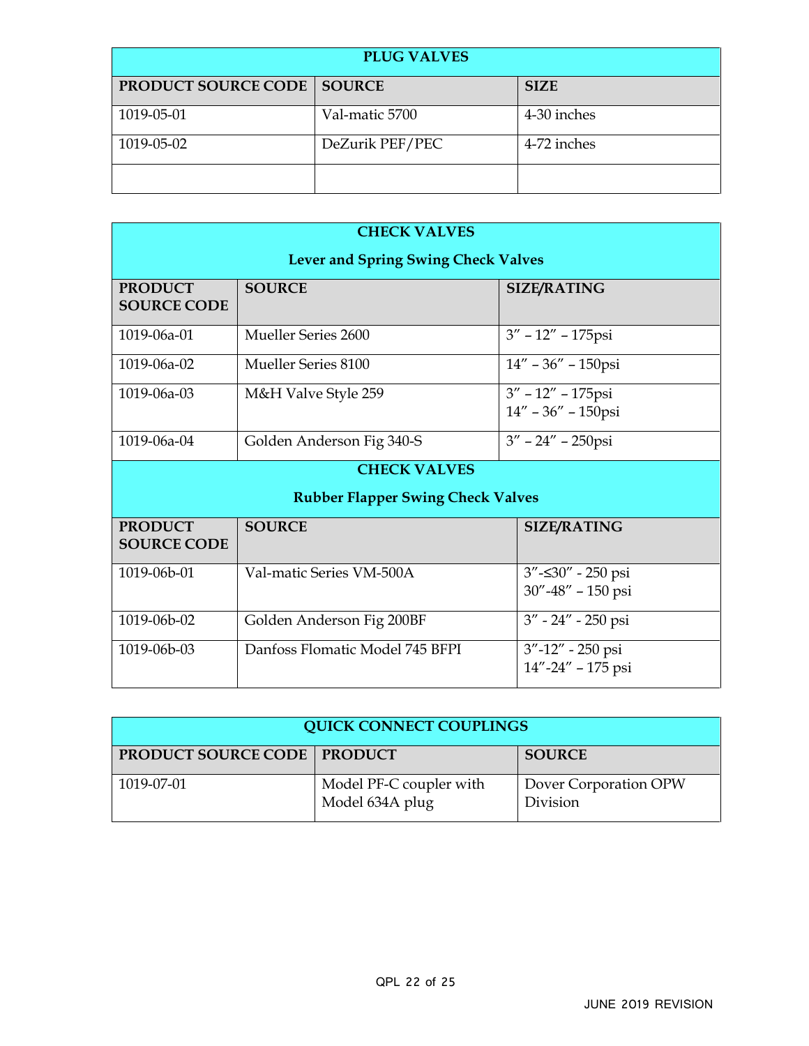| PLUG VALVES | | |
|---|---|---|
| **PRODUCT SOURCE CODE** | **SOURCE** | **SIZE** |
| 1019-05-01 | Val-matic 5700 | 4-30 inches |
| 1019-05-02 | DeZurik PEF/PEC | 4-72 inches |
| | | |

| CHECK VALVES<br>Lever and Spring Swing Check Valves | | |
|---|---|---|
| **PRODUCT SOURCE CODE** | **SOURCE** | **SIZE/RATING** |
| 1019-06a-01 | Mueller Series 2600 | 3″ – 12″ – 175psi |
| 1019-06a-02 | Mueller Series 8100 | 14″ – 36″ – 150psi |
| 1019-06a-03 | M&H Valve Style 259 | 3″ – 12″ – 175psi<br>14″ – 36″ – 150psi |
| 1019-06a-04 | Golden Anderson Fig 340-S | 3″ – 24″ – 250psi |
| **CHECK VALVES<br>Rubber Flapper Swing Check Valves** | | |
| **PRODUCT SOURCE CODE** | **SOURCE** | **SIZE/RATING** |
| 1019-06b-01 | Val-matic Series VM-500A | 3″-≤30″ - 250 psi<br>30″-48″ – 150 psi |
| 1019-06b-02 | Golden Anderson Fig 200BF | 3″ - 24″ - 250 psi |
| 1019-06b-03 | Danfoss Flomatic Model 745 BFPI | 3″-12″ - 250 psi<br>14″-24″ – 175 psi |

| QUICK CONNECT COUPLINGS | | |
|---|---|---|
| **PRODUCT SOURCE CODE** | **PRODUCT** | **SOURCE** |
| 1019-07-01 | Model PF-C coupler with Model 634A plug | Dover Corporation OPW Division |

JUNE 2019 REVISION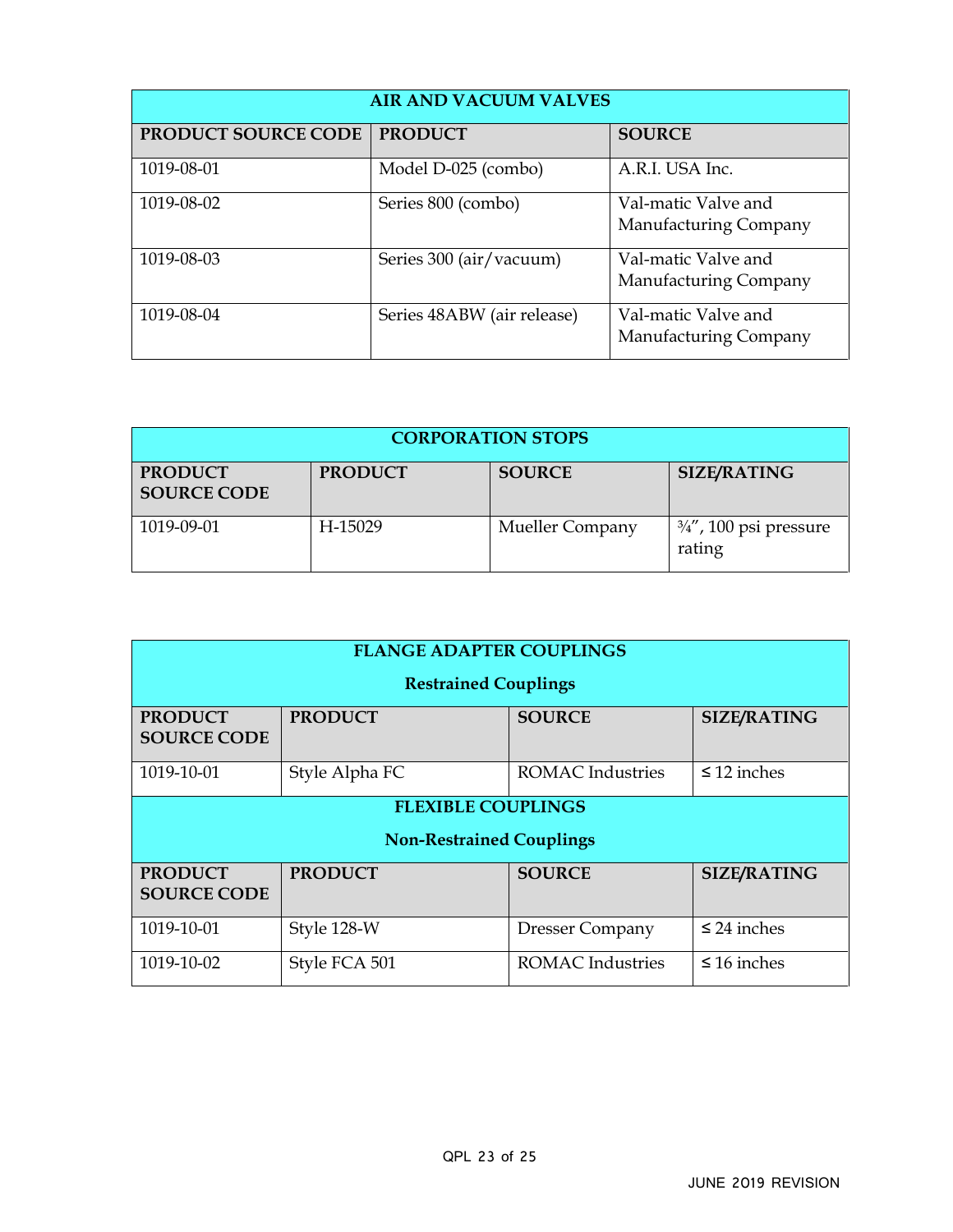| AIR AND VACUUM VALVES | | |
|---|---|---|
| **PRODUCT SOURCE CODE** | **PRODUCT** | **SOURCE** |
| 1019-08-01 | Model D-025 (combo) | A.R.I. USA Inc. |
| 1019-08-02 | Series 800 (combo) | Val-matic Valve and Manufacturing Company |
| 1019-08-03 | Series 300 (air/vacuum) | Val-matic Valve and Manufacturing Company |
| 1019-08-04 | Series 48ABW (air release) | Val-matic Valve and Manufacturing Company |

| CORPORATION STOPS | | | |
|---|---|---|---|
| **PRODUCT SOURCE CODE** | **PRODUCT** | **SOURCE** | **SIZE/RATING** |
| 1019-09-01 | H-15029 | Mueller Company | ¾″, 100 psi pressure rating |

| FLANGE ADAPTER COUPLINGS<br>Restrained Couplings | | | |
|---|---|---|---|
| **PRODUCT SOURCE CODE** | **PRODUCT** | **SOURCE** | **SIZE/RATING** |
| 1019-10-01 | Style Alpha FC | ROMAC Industries | ≤ 12 inches |
| **FLEXIBLE COUPLINGS<br>Non-Restrained Couplings** | | | |
| **PRODUCT SOURCE CODE** | **PRODUCT** | **SOURCE** | **SIZE/RATING** |
| 1019-10-01 | Style 128-W | Dresser Company | ≤ 24 inches |
| 1019-10-02 | Style FCA 501 | ROMAC Industries | ≤ 16 inches |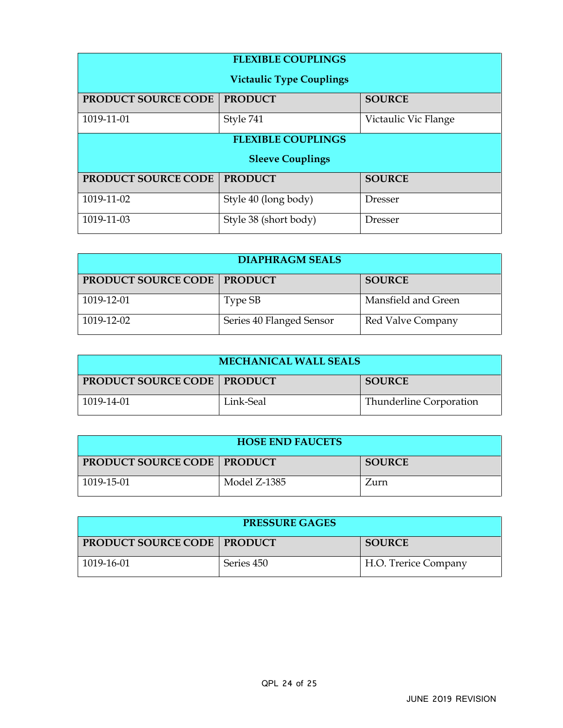| FLEXIBLE COUPLINGS<br>Victaulic Type Couplings | | |
|---|---|---|
| **PRODUCT SOURCE CODE** | **PRODUCT** | **SOURCE** |
| 1019-11-01 | Style 741 | Victaulic Vic Flange |
| **FLEXIBLE COUPLINGS<br>Sleeve Couplings** | | |
| **PRODUCT SOURCE CODE** | **PRODUCT** | **SOURCE** |
| 1019-11-02 | Style 40 (long body) | Dresser |
| 1019-11-03 | Style 38 (short body) | Dresser |

| DIAPHRAGM SEALS | | |
|---|---|---|
| **PRODUCT SOURCE CODE** | **PRODUCT** | **SOURCE** |
| 1019-12-01 | Type SB | Mansfield and Green |
| 1019-12-02 | Series 40 Flanged Sensor | Red Valve Company |

| MECHANICAL WALL SEALS | | |
|---|---|---|
| **PRODUCT SOURCE CODE** | **PRODUCT** | **SOURCE** |
| 1019-14-01 | Link-Seal | Thunderline Corporation |

| HOSE END FAUCETS | | |
|---|---|---|
| **PRODUCT SOURCE CODE** | **PRODUCT** | **SOURCE** |
| 1019-15-01 | Model Z-1385 | Zurn |

| PRESSURE GAGES | | |
|---|---|---|
| **PRODUCT SOURCE CODE** | **PRODUCT** | **SOURCE** |
| 1019-16-01 | Series 450 | H.O. Trerice Company |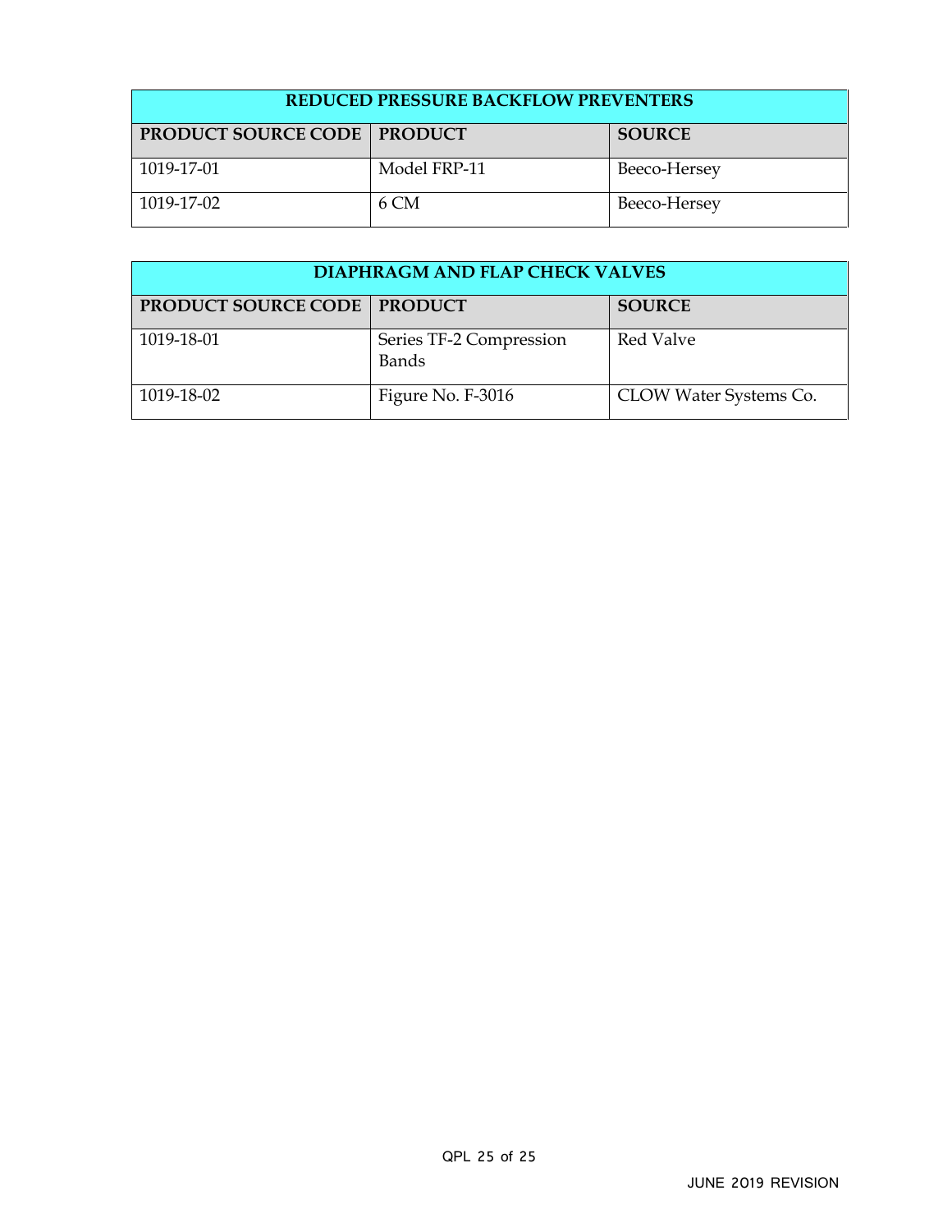| REDUCED PRESSURE BACKFLOW PREVENTERS | | |
| --- | --- | --- |
| **PRODUCT SOURCE CODE** | **PRODUCT** | **SOURCE** |
| 1019-17-01 | Model FRP-11 | Beeco-Hersey |
| 1019-17-02 | 6 CM | Beeco-Hersey |

| DIAPHRAGM AND FLAP CHECK VALVES | | |
| --- | --- | --- |
| **PRODUCT SOURCE CODE** | **PRODUCT** | **SOURCE** |
| 1019-18-01 | Series TF-2 Compression Bands | Red Valve |
| 1019-18-02 | Figure No. F-3016 | CLOW Water Systems Co. |